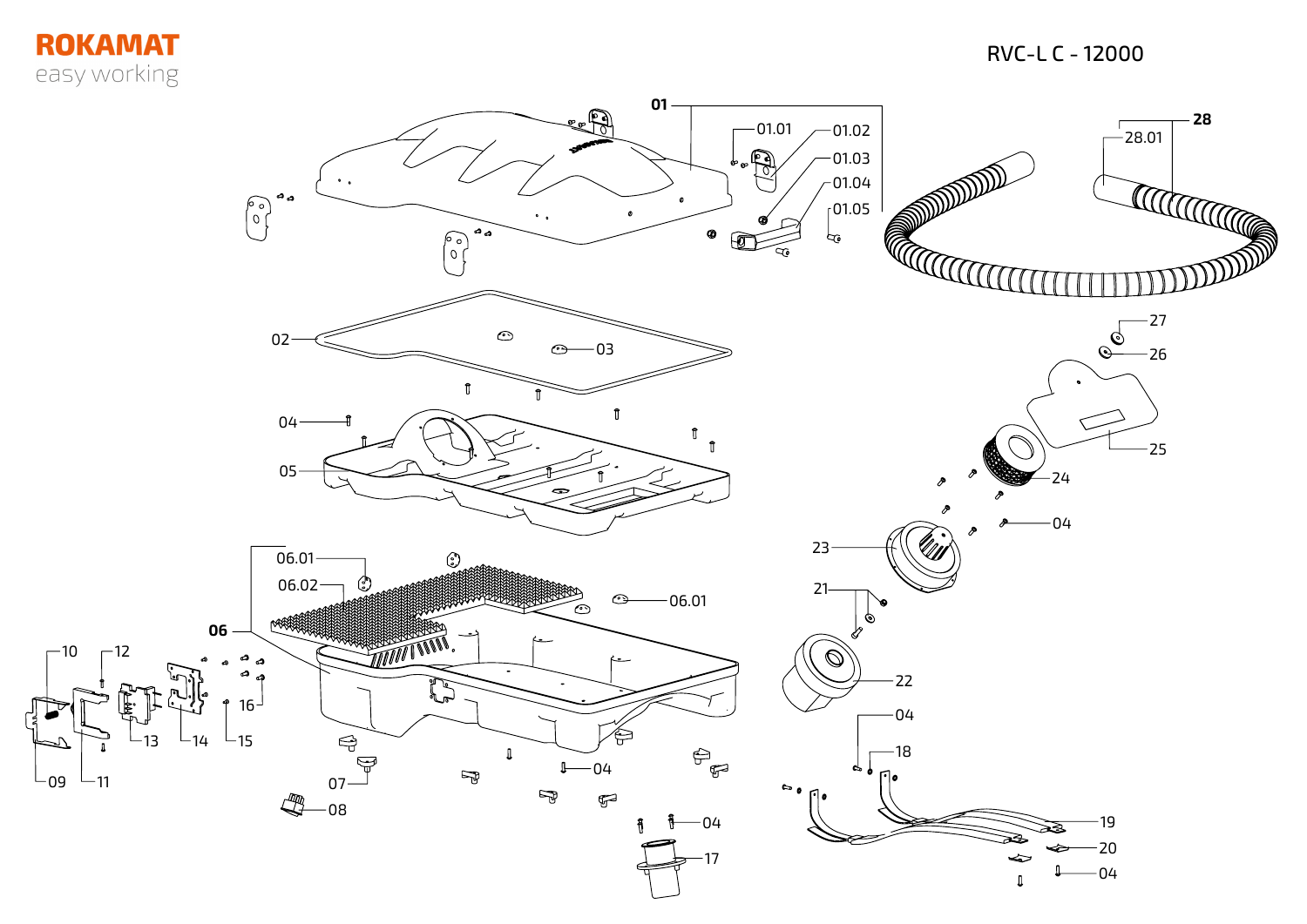ROKAMAT
easy working

RVC-L C - 12000

01
01.01
01.02
01.03
01.04
01.05
28
28.01
02
03
04
05
27
26
25
24
04
23
21
22
06.01
06.02
06.01
06
10
12
16
13
14
15
09
11
07
08
04
04
17
04
18
19
20
04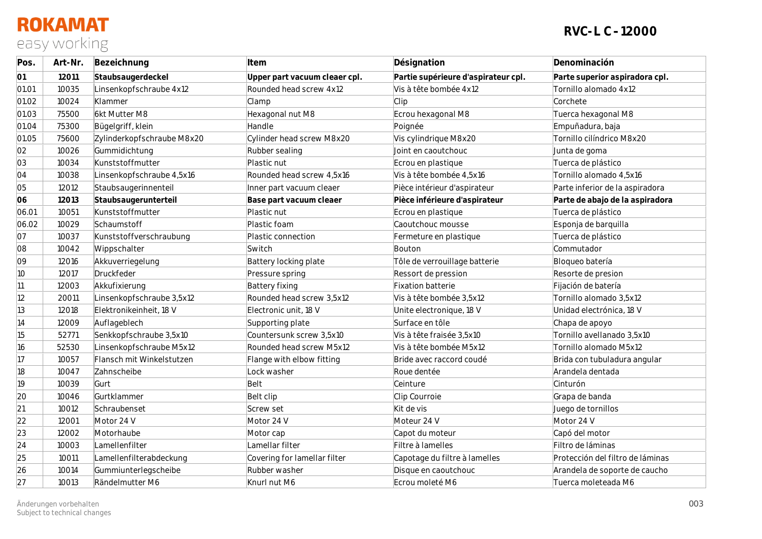# ROKAMAT

easy working

## RVC-L C - 12000

| Pos. | Art-Nr. | Bezeichnung | Item | Désignation | Denominación |
|---|---|---|---|---|---|
| **01** | **12011** | **Staubsaugerdeckel** | **Upper part vacuum cleaer cpl.** | **Partie supérieure d'aspirateur cpl.** | **Parte superior aspiradora cpl.** |
| 01.01 | 10035 | Linsenkopfschraube 4x12 | Rounded head screw 4x12 | Vis à tête bombée 4x12 | Tornillo alomado 4x12 |
| 01.02 | 10024 | Klammer | Clamp | Clip | Corchete |
| 01.03 | 75500 | 6kt Mutter M8 | Hexagonal nut M8 | Ecrou hexagonal M8 | Tuerca hexagonal M8 |
| 01.04 | 75300 | Bügelgriff, klein | Handle | Poignée | Empuñadura, baja |
| 01.05 | 75600 | Zylinderkopfschraube M8x20 | Cylinder head screw M8x20 | Vis cylindrique M8x20 | Tornillo cilíndrico M8x20 |
| 02 | 10026 | Gummidichtung | Rubber sealing | Joint en caoutchouc | Junta de goma |
| 03 | 10034 | Kunststoffmutter | Plastic nut | Ecrou en plastique | Tuerca de plástico |
| 04 | 10038 | Linsenkopfschraube 4,5x16 | Rounded head screw 4,5x16 | Vis à tête bombée 4,5x16 | Tornillo alomado 4,5x16 |
| 05 | 12012 | Staubsaugerinnenteil | Inner part vacuum cleaer | Pièce intérieur d'aspirateur | Parte inferior de la aspiradora |
| **06** | **12013** | **Staubsaugerunterteil** | **Base part vacuum cleaer** | **Pièce inférieure d'aspirateur** | **Parte de abajo de la aspiradora** |
| 06.01 | 10051 | Kunststoffmutter | Plastic nut | Ecrou en plastique | Tuerca de plástico |
| 06.02 | 10029 | Schaumstoff | Plastic foam | Caoutchouc mousse | Esponja de barquilla |
| 07 | 10037 | Kunststoffverschraubung | Plastic connection | Fermeture en plastique | Tuerca de plástico |
| 08 | 10042 | Wippschalter | Switch | Bouton | Commutador |
| 09 | 12016 | Akkuverriegelung | Battery locking plate | Tôle de verrouillage batterie | Bloqueo batería |
| 10 | 12017 | Druckfeder | Pressure spring | Ressort de pression | Resorte de presion |
| 11 | 12003 | Akkufixierung | Battery fixing | Fixation batterie | Fijación de batería |
| 12 | 20011 | Linsenkopfschraube 3,5x12 | Rounded head screw 3,5x12 | Vis à tête bombée 3,5x12 | Tornillo alomado 3,5x12 |
| 13 | 12018 | Elektronikeinheit, 18 V | Electronic unit, 18 V | Unite electronique, 18 V | Unidad electrónica, 18 V |
| 14 | 12009 | Auflageblech | Supporting plate | Surface en tôle | Chapa de apoyo |
| 15 | 52771 | Senkkopfschraube 3,5x10 | Countersunk screw 3,5x10 | Vis à tête fraisée 3,5x10 | Tornillo avellanado 3,5x10 |
| 16 | 52530 | Linsenkopfschraube M5x12 | Rounded head screw M5x12 | Vis à tête bombée M5x12 | Tornillo alomado M5x12 |
| 17 | 10057 | Flansch mit Winkelstutzen | Flange with elbow fitting | Bride avec raccord coudé | Brida con tubuladura angular |
| 18 | 10047 | Zahnscheibe | Lock washer | Roue dentée | Arandela dentada |
| 19 | 10039 | Gurt | Belt | Ceinture | Cinturón |
| 20 | 10046 | Gurtklammer | Belt clip | Clip Courroie | Grapa de banda |
| 21 | 10012 | Schraubenset | Screw set | Kit de vis | Juego de tornillos |
| 22 | 12001 | Motor 24 V | Motor 24 V | Moteur 24 V | Motor 24 V |
| 23 | 12002 | Motorhaube | Motor cap | Capot du moteur | Capó del motor |
| 24 | 10003 | Lamellenfilter | Lamellar filter | Filtre à lamelles | Filtro de láminas |
| 25 | 10011 | Lamellenfilterabdeckung | Covering for lamellar filter | Capotage du filtre à lamelles | Protección del filtro de láminas |
| 26 | 10014 | Gummiunterlegscheibe | Rubber washer | Disque en caoutchouc | Arandela de soporte de caucho |
| 27 | 10013 | Rändelmutter M6 | Knurl nut M6 | Ecrou moleté M6 | Tuerca moleteada M6 |

Änderungen vorbehalten
Subject to technical changes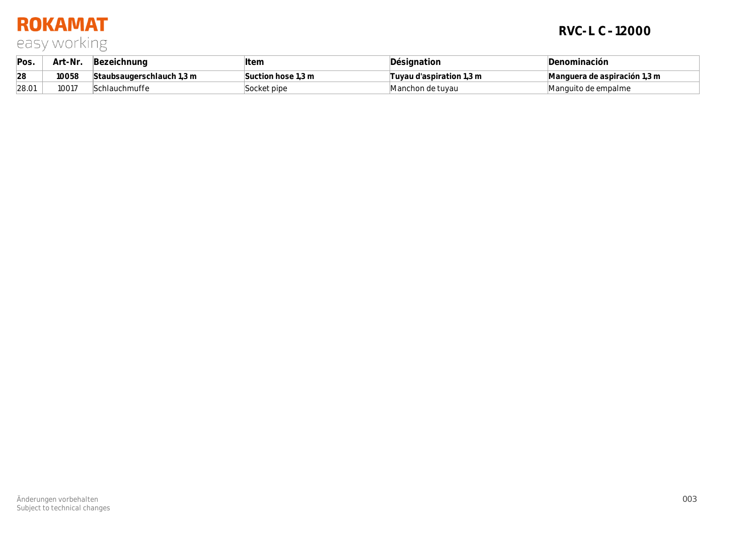ROKAMAT
easy working

# RVC-L C - 12000

| Pos. | Art-Nr. | Bezeichnung | Item | Désignation | Denominación |
|---|---|---|---|---|---|
| **28** | **10058** | **Staubsaugerschlauch 1,3 m** | **Suction hose 1,3 m** | **Tuyau d'aspiration 1,3 m** | **Manguera de aspiración 1,3 m** |
| 28.01 | 10017 | Schlauchmuffe | Socket pipe | Manchon de tuyau | Manguito de empalme |

Änderungen vorbehalten
Subject to technical changes